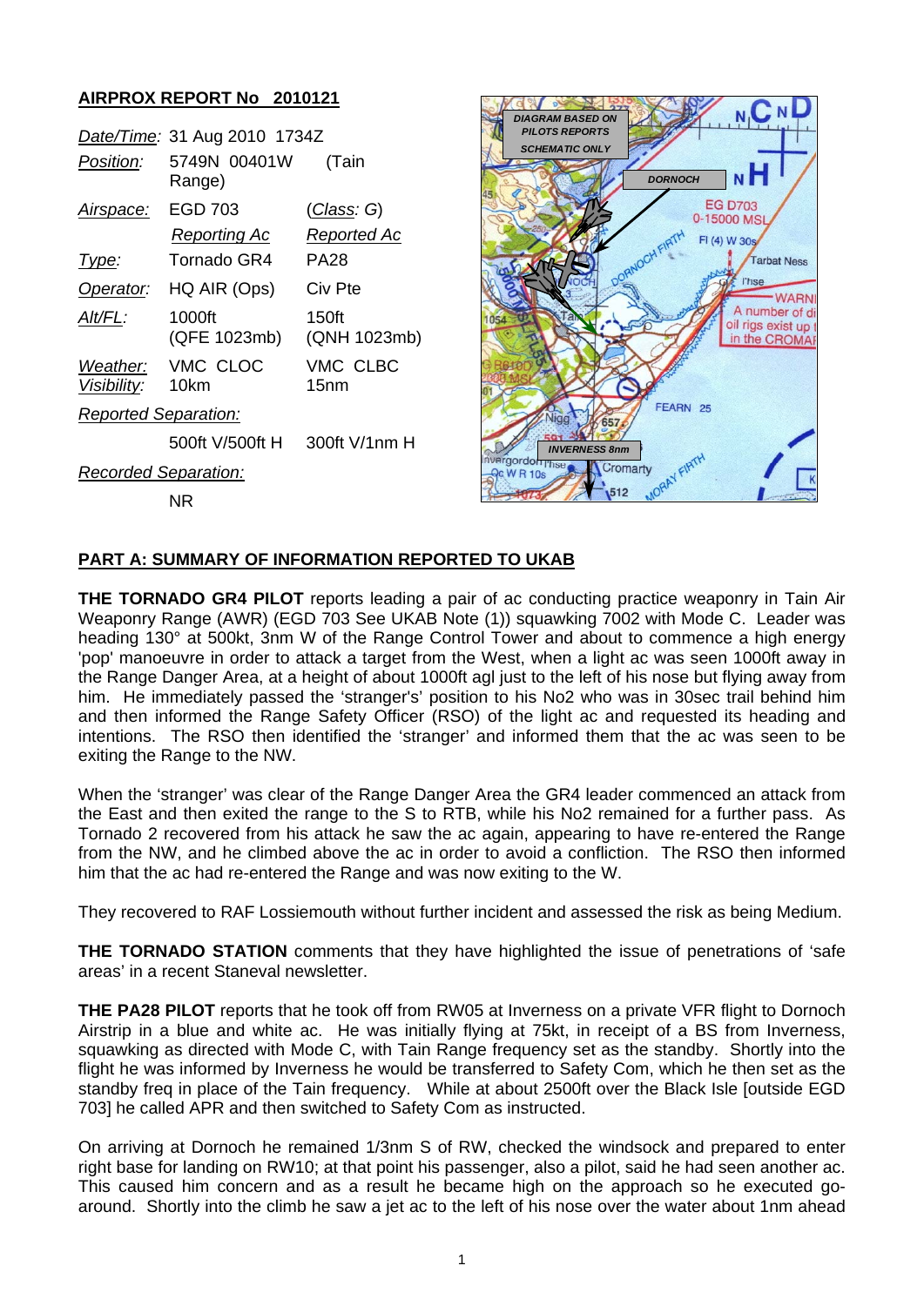**AIRPROX REPORT No 2010121**

| | | |
|---|---|---|
| *Date/Time:* | 31 Aug 2010 1734Z | |
| *Position:* | 5749N 00401W (Tain Range) | |
| *Airspace:* | EGD 703 | (*Class*: G) |
| | *Reporting Ac* | *Reported Ac* |
| *Type:* | Tornado GR4 | PA28 |
| *Operator:* | HQ AIR (Ops) | Civ Pte |
| *Alt/FL:* | 1000ft (QFE 1023mb) | 150ft (QNH 1023mb) |
| *Weather:* | VMC CLOC | VMC CLBC |
| *Visibility:* | 10km | 15nm |
| *Reported Separation:* | | |
| | 500ft V/500ft H | 300ft V/1nm H |
| *Recorded Separation:* | | |
| | NR | |

## PART A: SUMMARY OF INFORMATION REPORTED TO UKAB

**THE TORNADO GR4 PILOT** reports leading a pair of ac conducting practice weaponry in Tain Air Weaponry Range (AWR) (EGD 703 See UKAB Note (1)) squawking 7002 with Mode C. Leader was heading 130° at 500kt, 3nm W of the Range Control Tower and about to commence a high energy 'pop' manoeuvre in order to attack a target from the West, when a light ac was seen 1000ft away in the Range Danger Area, at a height of about 1000ft agl just to the left of his nose but flying away from him. He immediately passed the 'stranger's' position to his No2 who was in 30sec trail behind him and then informed the Range Safety Officer (RSO) of the light ac and requested its heading and intentions. The RSO then identified the 'stranger' and informed them that the ac was seen to be exiting the Range to the NW.

When the 'stranger' was clear of the Range Danger Area the GR4 leader commenced an attack from the East and then exited the range to the S to RTB, while his No2 remained for a further pass. As Tornado 2 recovered from his attack he saw the ac again, appearing to have re-entered the Range from the NW, and he climbed above the ac in order to avoid a confliction. The RSO then informed him that the ac had re-entered the Range and was now exiting to the W.

They recovered to RAF Lossiemouth without further incident and assessed the risk as being Medium.

**THE TORNADO STATION** comments that they have highlighted the issue of penetrations of 'safe areas' in a recent Staneval newsletter.

**THE PA28 PILOT** reports that he took off from RW05 at Inverness on a private VFR flight to Dornoch Airstrip in a blue and white ac. He was initially flying at 75kt, in receipt of a BS from Inverness, squawking as directed with Mode C, with Tain Range frequency set as the standby. Shortly into the flight he was informed by Inverness he would be transferred to Safety Com, which he then set as the standby freq in place of the Tain frequency. While at about 2500ft over the Black Isle [outside EGD 703] he called APR and then switched to Safety Com as instructed.

On arriving at Dornoch he remained 1/3nm S of RW, checked the windsock and prepared to enter right base for landing on RW10; at that point his passenger, also a pilot, said he had seen another ac. This caused him concern and as a result he became high on the approach so he executed go-around. Shortly into the climb he saw a jet ac to the left of his nose over the water about 1nm ahead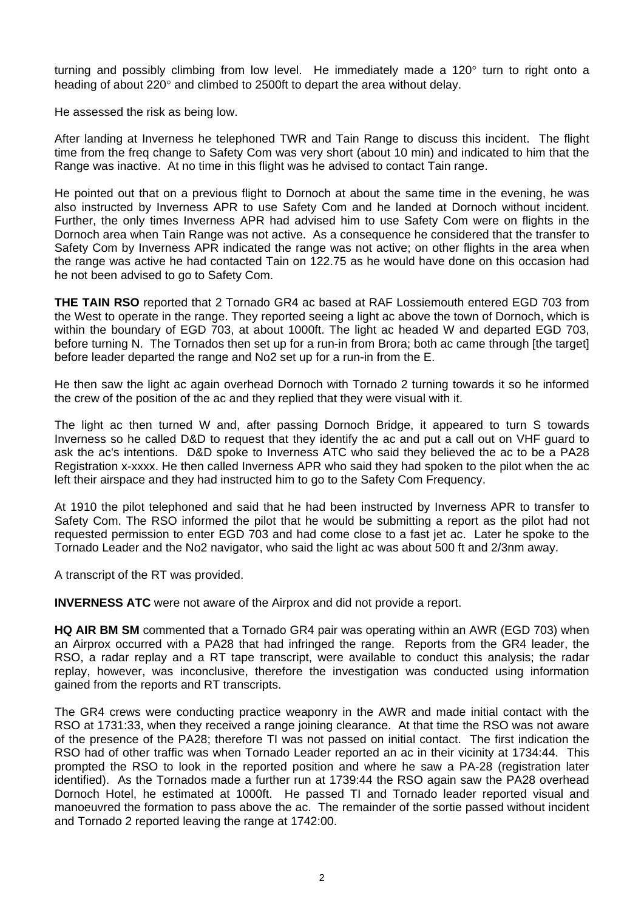turning and possibly climbing from low level. He immediately made a 120° turn to right onto a heading of about 220° and climbed to 2500ft to depart the area without delay.

He assessed the risk as being low.

After landing at Inverness he telephoned TWR and Tain Range to discuss this incident. The flight time from the freq change to Safety Com was very short (about 10 min) and indicated to him that the Range was inactive. At no time in this flight was he advised to contact Tain range.

He pointed out that on a previous flight to Dornoch at about the same time in the evening, he was also instructed by Inverness APR to use Safety Com and he landed at Dornoch without incident. Further, the only times Inverness APR had advised him to use Safety Com were on flights in the Dornoch area when Tain Range was not active. As a consequence he considered that the transfer to Safety Com by Inverness APR indicated the range was not active; on other flights in the area when the range was active he had contacted Tain on 122.75 as he would have done on this occasion had he not been advised to go to Safety Com.

**THE TAIN RSO** reported that 2 Tornado GR4 ac based at RAF Lossiemouth entered EGD 703 from the West to operate in the range. They reported seeing a light ac above the town of Dornoch, which is within the boundary of EGD 703, at about 1000ft. The light ac headed W and departed EGD 703, before turning N. The Tornados then set up for a run-in from Brora; both ac came through [the target] before leader departed the range and No2 set up for a run-in from the E.

He then saw the light ac again overhead Dornoch with Tornado 2 turning towards it so he informed the crew of the position of the ac and they replied that they were visual with it.

The light ac then turned W and, after passing Dornoch Bridge, it appeared to turn S towards Inverness so he called D&D to request that they identify the ac and put a call out on VHF guard to ask the ac's intentions. D&D spoke to Inverness ATC who said they believed the ac to be a PA28 Registration x-xxxx. He then called Inverness APR who said they had spoken to the pilot when the ac left their airspace and they had instructed him to go to the Safety Com Frequency.

At 1910 the pilot telephoned and said that he had been instructed by Inverness APR to transfer to Safety Com. The RSO informed the pilot that he would be submitting a report as the pilot had not requested permission to enter EGD 703 and had come close to a fast jet ac. Later he spoke to the Tornado Leader and the No2 navigator, who said the light ac was about 500 ft and 2/3nm away.

A transcript of the RT was provided.

**INVERNESS ATC** were not aware of the Airprox and did not provide a report.

**HQ AIR BM SM** commented that a Tornado GR4 pair was operating within an AWR (EGD 703) when an Airprox occurred with a PA28 that had infringed the range. Reports from the GR4 leader, the RSO, a radar replay and a RT tape transcript, were available to conduct this analysis; the radar replay, however, was inconclusive, therefore the investigation was conducted using information gained from the reports and RT transcripts.

The GR4 crews were conducting practice weaponry in the AWR and made initial contact with the RSO at 1731:33, when they received a range joining clearance. At that time the RSO was not aware of the presence of the PA28; therefore TI was not passed on initial contact. The first indication the RSO had of other traffic was when Tornado Leader reported an ac in their vicinity at 1734:44. This prompted the RSO to look in the reported position and where he saw a PA-28 (registration later identified). As the Tornados made a further run at 1739:44 the RSO again saw the PA28 overhead Dornoch Hotel, he estimated at 1000ft. He passed TI and Tornado leader reported visual and manoeuvred the formation to pass above the ac. The remainder of the sortie passed without incident and Tornado 2 reported leaving the range at 1742:00.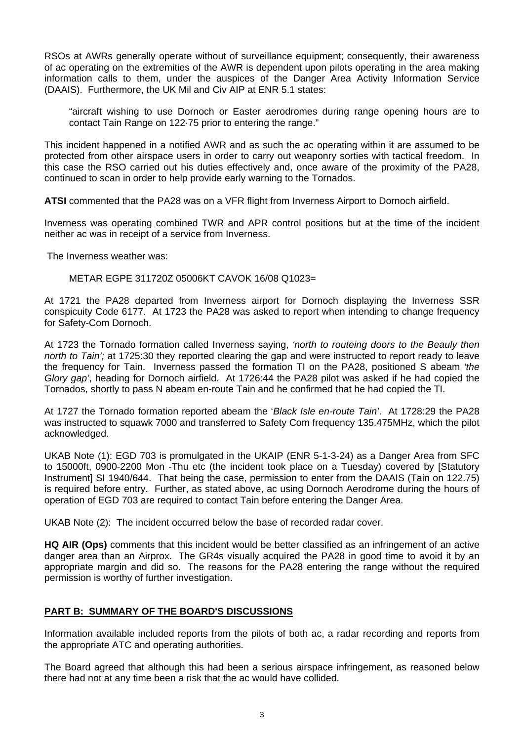RSOs at AWRs generally operate without of surveillance equipment; consequently, their awareness of ac operating on the extremities of the AWR is dependent upon pilots operating in the area making information calls to them, under the auspices of the Danger Area Activity Information Service (DAAIS). Furthermore, the UK Mil and Civ AIP at ENR 5.1 states:

> "aircraft wishing to use Dornoch or Easter aerodromes during range opening hours are to contact Tain Range on 122·75 prior to entering the range."

This incident happened in a notified AWR and as such the ac operating within it are assumed to be protected from other airspace users in order to carry out weaponry sorties with tactical freedom. In this case the RSO carried out his duties effectively and, once aware of the proximity of the PA28, continued to scan in order to help provide early warning to the Tornados.

**ATSI** commented that the PA28 was on a VFR flight from Inverness Airport to Dornoch airfield.

Inverness was operating combined TWR and APR control positions but at the time of the incident neither ac was in receipt of a service from Inverness.

The Inverness weather was:

> METAR EGPE 311720Z 05006KT CAVOK 16/08 Q1023=

At 1721 the PA28 departed from Inverness airport for Dornoch displaying the Inverness SSR conspicuity Code 6177. At 1723 the PA28 was asked to report when intending to change frequency for Safety-Com Dornoch.

At 1723 the Tornado formation called Inverness saying, *'north to routeing doors to the Beauly then north to Tain';* at 1725:30 they reported clearing the gap and were instructed to report ready to leave the frequency for Tain. Inverness passed the formation TI on the PA28, positioned S abeam *'the Glory gap'*, heading for Dornoch airfield. At 1726:44 the PA28 pilot was asked if he had copied the Tornados, shortly to pass N abeam en-route Tain and he confirmed that he had copied the TI.

At 1727 the Tornado formation reported abeam the '*Black Isle en-route Tain'*. At 1728:29 the PA28 was instructed to squawk 7000 and transferred to Safety Com frequency 135.475MHz, which the pilot acknowledged.

UKAB Note (1): EGD 703 is promulgated in the UKAIP (ENR 5-1-3-24) as a Danger Area from SFC to 15000ft, 0900-2200 Mon -Thu etc (the incident took place on a Tuesday) covered by [Statutory Instrument] SI 1940/644. That being the case, permission to enter from the DAAIS (Tain on 122.75) is required before entry. Further, as stated above, ac using Dornoch Aerodrome during the hours of operation of EGD 703 are required to contact Tain before entering the Danger Area.

UKAB Note (2): The incident occurred below the base of recorded radar cover.

**HQ AIR (Ops)** comments that this incident would be better classified as an infringement of an active danger area than an Airprox. The GR4s visually acquired the PA28 in good time to avoid it by an appropriate margin and did so. The reasons for the PA28 entering the range without the required permission is worthy of further investigation.

## PART B: SUMMARY OF THE BOARD'S DISCUSSIONS

Information available included reports from the pilots of both ac, a radar recording and reports from the appropriate ATC and operating authorities.

The Board agreed that although this had been a serious airspace infringement, as reasoned below there had not at any time been a risk that the ac would have collided.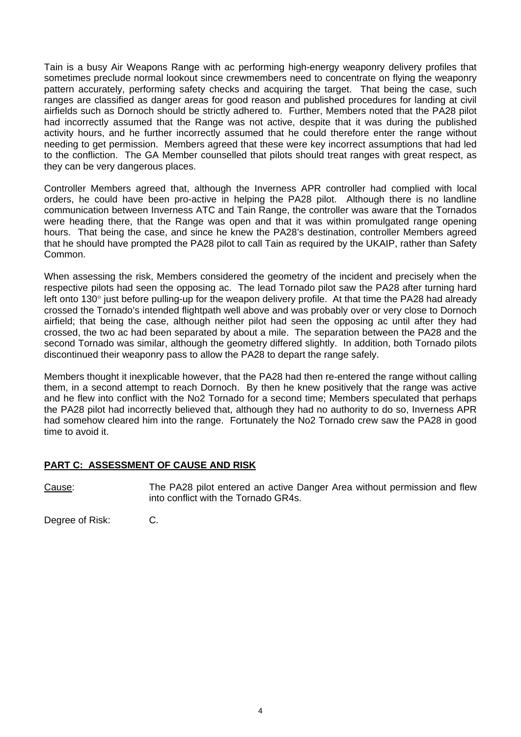Tain is a busy Air Weapons Range with ac performing high-energy weaponry delivery profiles that sometimes preclude normal lookout since crewmembers need to concentrate on flying the weaponry pattern accurately, performing safety checks and acquiring the target. That being the case, such ranges are classified as danger areas for good reason and published procedures for landing at civil airfields such as Dornoch should be strictly adhered to. Further, Members noted that the PA28 pilot had incorrectly assumed that the Range was not active, despite that it was during the published activity hours, and he further incorrectly assumed that he could therefore enter the range without needing to get permission. Members agreed that these were key incorrect assumptions that had led to the confliction. The GA Member counselled that pilots should treat ranges with great respect, as they can be very dangerous places.

Controller Members agreed that, although the Inverness APR controller had complied with local orders, he could have been pro-active in helping the PA28 pilot. Although there is no landline communication between Inverness ATC and Tain Range, the controller was aware that the Tornados were heading there, that the Range was open and that it was within promulgated range opening hours. That being the case, and since he knew the PA28's destination, controller Members agreed that he should have prompted the PA28 pilot to call Tain as required by the UKAIP, rather than Safety Common.

When assessing the risk, Members considered the geometry of the incident and precisely when the respective pilots had seen the opposing ac. The lead Tornado pilot saw the PA28 after turning hard left onto 130° just before pulling-up for the weapon delivery profile. At that time the PA28 had already crossed the Tornado's intended flightpath well above and was probably over or very close to Dornoch airfield; that being the case, although neither pilot had seen the opposing ac until after they had crossed, the two ac had been separated by about a mile. The separation between the PA28 and the second Tornado was similar, although the geometry differed slightly. In addition, both Tornado pilots discontinued their weaponry pass to allow the PA28 to depart the range safely.

Members thought it inexplicable however, that the PA28 had then re-entered the range without calling them, in a second attempt to reach Dornoch. By then he knew positively that the range was active and he flew into conflict with the No2 Tornado for a second time; Members speculated that perhaps the PA28 pilot had incorrectly believed that, although they had no authority to do so, Inverness APR had somehow cleared him into the range. Fortunately the No2 Tornado crew saw the PA28 in good time to avoid it.

## PART C: ASSESSMENT OF CAUSE AND RISK

Cause: The PA28 pilot entered an active Danger Area without permission and flew into conflict with the Tornado GR4s.

Degree of Risk: C.